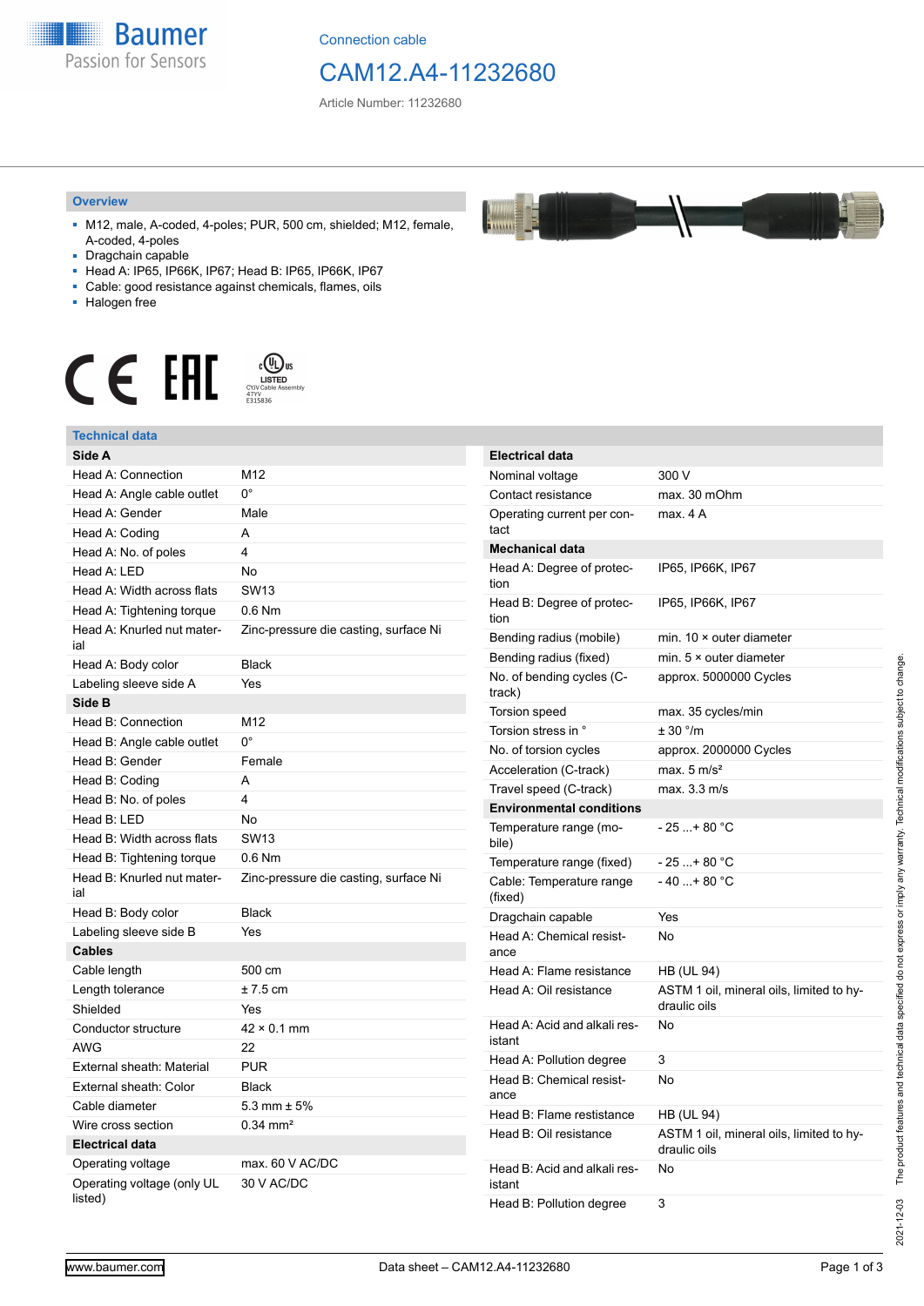Connection cable

# CAM12.A4-11232680

Article Number: 11232680

## Overview

- M12, male, A-coded, 4-poles; PUR, 500 cm, shielded; M12, female, A-coded, 4-poles
- Dragchain capable
- Head A: IP65, IP66K, IP67; Head B: IP65, IP66K, IP67
- Cable: good resistance against chemicals, flames, oils
- Halogen free

LISTED
CYJV Cable Assembly
47YV
E315836

## Technical data

| **Side A** | |
|---|---|
| Head A: Connection | M12 |
| Head A: Angle cable outlet | 0° |
| Head A: Gender | Male |
| Head A: Coding | A |
| Head A: No. of poles | 4 |
| Head A: LED | No |
| Head A: Width across flats | SW13 |
| Head A: Tightening torque | 0.6 Nm |
| Head A: Knurled nut material | Zinc-pressure die casting, surface Ni |
| Head A: Body color | Black |
| Labeling sleeve side A | Yes |
| **Side B** | |
| Head B: Connection | M12 |
| Head B: Angle cable outlet | 0° |
| Head B: Gender | Female |
| Head B: Coding | A |
| Head B: No. of poles | 4 |
| Head B: LED | No |
| Head B: Width across flats | SW13 |
| Head B: Tightening torque | 0.6 Nm |
| Head B: Knurled nut material | Zinc-pressure die casting, surface Ni |
| Head B: Body color | Black |
| Labeling sleeve side B | Yes |
| **Cables** | |
| Cable length | 500 cm |
| Length tolerance | ± 7.5 cm |
| Shielded | Yes |
| Conductor structure | 42 × 0.1 mm |
| AWG | 22 |
| External sheath: Material | PUR |
| External sheath: Color | Black |
| Cable diameter | 5.3 mm ± 5% |
| Wire cross section | 0.34 mm² |
| **Electrical data** | |
| Operating voltage | max. 60 V AC/DC |
| Operating voltage (only UL listed) | 30 V AC/DC |

| **Electrical data** | |
|---|---|
| Nominal voltage | 300 V |
| Contact resistance | max. 30 mOhm |
| Operating current per contact | max. 4 A |
| **Mechanical data** | |
| Head A: Degree of protection | IP65, IP66K, IP67 |
| Head B: Degree of protection | IP65, IP66K, IP67 |
| Bending radius (mobile) | min. 10 × outer diameter |
| Bending radius (fixed) | min. 5 × outer diameter |
| No. of bending cycles (C-track) | approx. 5000000 Cycles |
| Torsion speed | max. 35 cycles/min |
| Torsion stress in ° | ± 30 °/m |
| No. of torsion cycles | approx. 2000000 Cycles |
| Acceleration (C-track) | max. 5 m/s² |
| Travel speed (C-track) | max. 3.3 m/s |
| **Environmental conditions** | |
| Temperature range (mobile) | - 25 ...+ 80 °C |
| Temperature range (fixed) | - 25 ...+ 80 °C |
| Cable: Temperature range (fixed) | - 40 ...+ 80 °C |
| Dragchain capable | Yes |
| Head A: Chemical resistance | No |
| Head A: Flame resistance | HB (UL 94) |
| Head A: Oil resistance | ASTM 1 oil, mineral oils, limited to hydraulic oils |
| Head A: Acid and alkali resistant | No |
| Head A: Pollution degree | 3 |
| Head B: Chemical resistance | No |
| Head B: Flame resistance | HB (UL 94) |
| Head B: Oil resistance | ASTM 1 oil, mineral oils, limited to hydraulic oils |
| Head B: Acid and alkali resistant | No |
| Head B: Pollution degree | 3 |

2021-12-03 The product features and technical data specified do not express or imply any warranty. Technical modifications subject to change.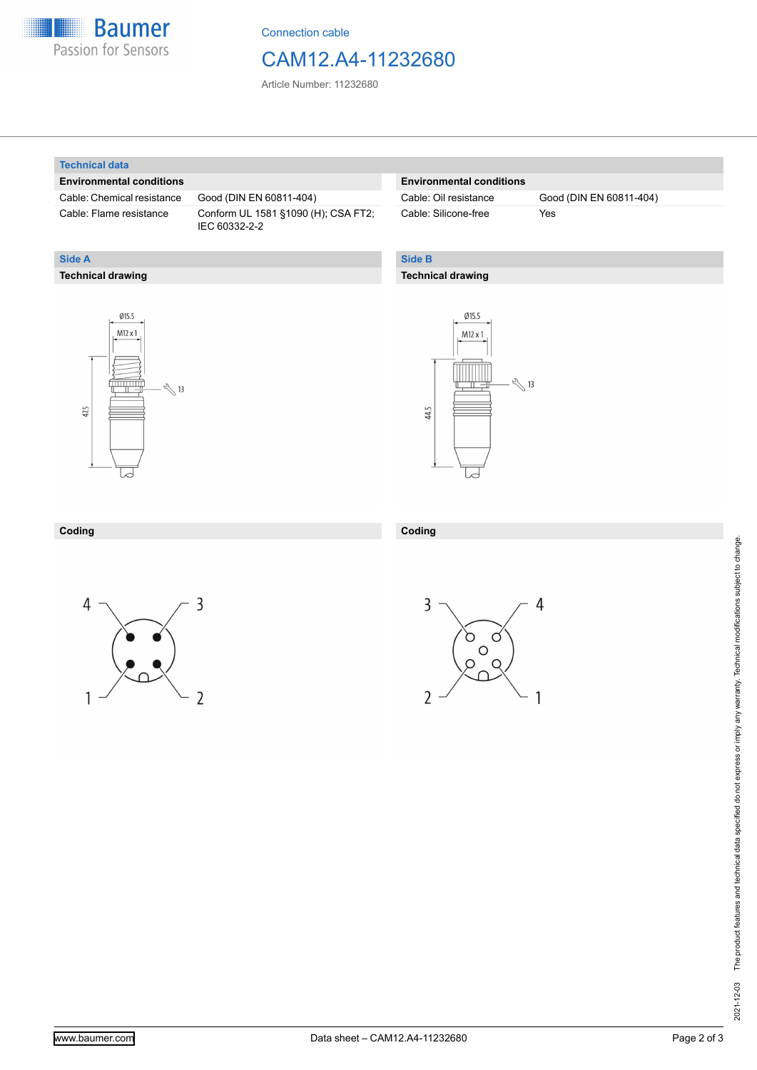Connection cable

# CAM12.A4-11232680

Article Number: 11232680

## Technical data

### Environmental conditions

| Environmental conditions | |
|---|---|
| Cable: Chemical resistance | Good (DIN EN 60811-404) |
| Cable: Flame resistance | Conform UL 1581 §1090 (H); CSA FT2; IEC 60332-2-2 |

| Environmental conditions | |
|---|---|
| Cable: Oil resistance | Good (DIN EN 60811-404) |
| Cable: Silicone-free | Yes |

## Side A

### Technical drawing

Ø15.5

M12 x 1

47.5

13

### Coding

4 3

1 2

## Side B

### Technical drawing

Ø15.5

M12 x 1

44.5

13

### Coding

3 4

2 1

2021-12-03 The product features and technical data specified do not express or imply any warranty. Technical modifications subject to change.

www.baumer.com

Data sheet – CAM12.A4-11232680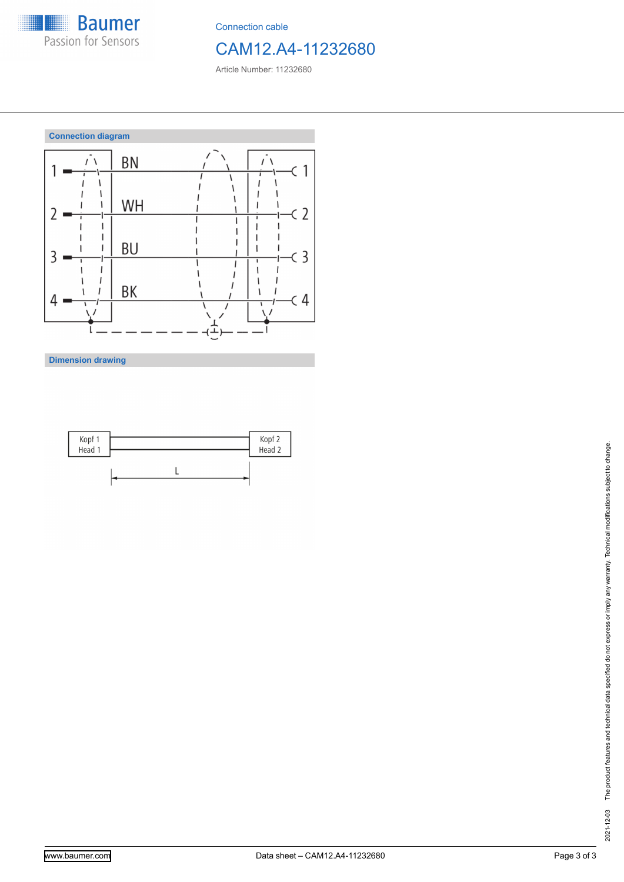Connection cable

# CAM12.A4-11232680

Article Number: 11232680

## Connection diagram

1 BN 1
2 WH 2
3 BU 3
4 BK 4

## Dimension drawing

Kopf 1
Head 1

Kopf 2
Head 2

L

2021-12-03 The product features and technical data specified do not express or imply any warranty. Technical modifications subject to change.